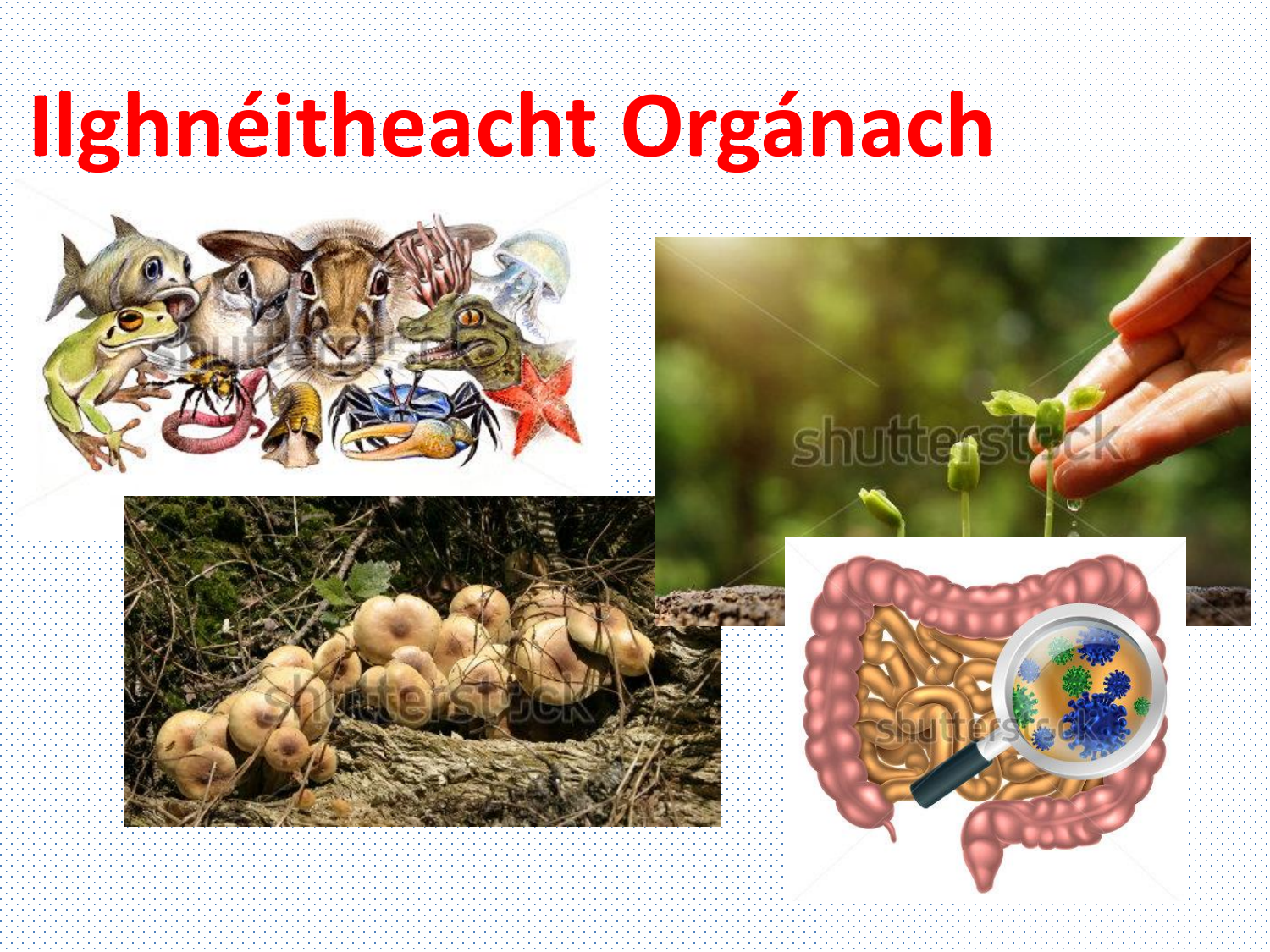# Ilghnéitheacht Orgánach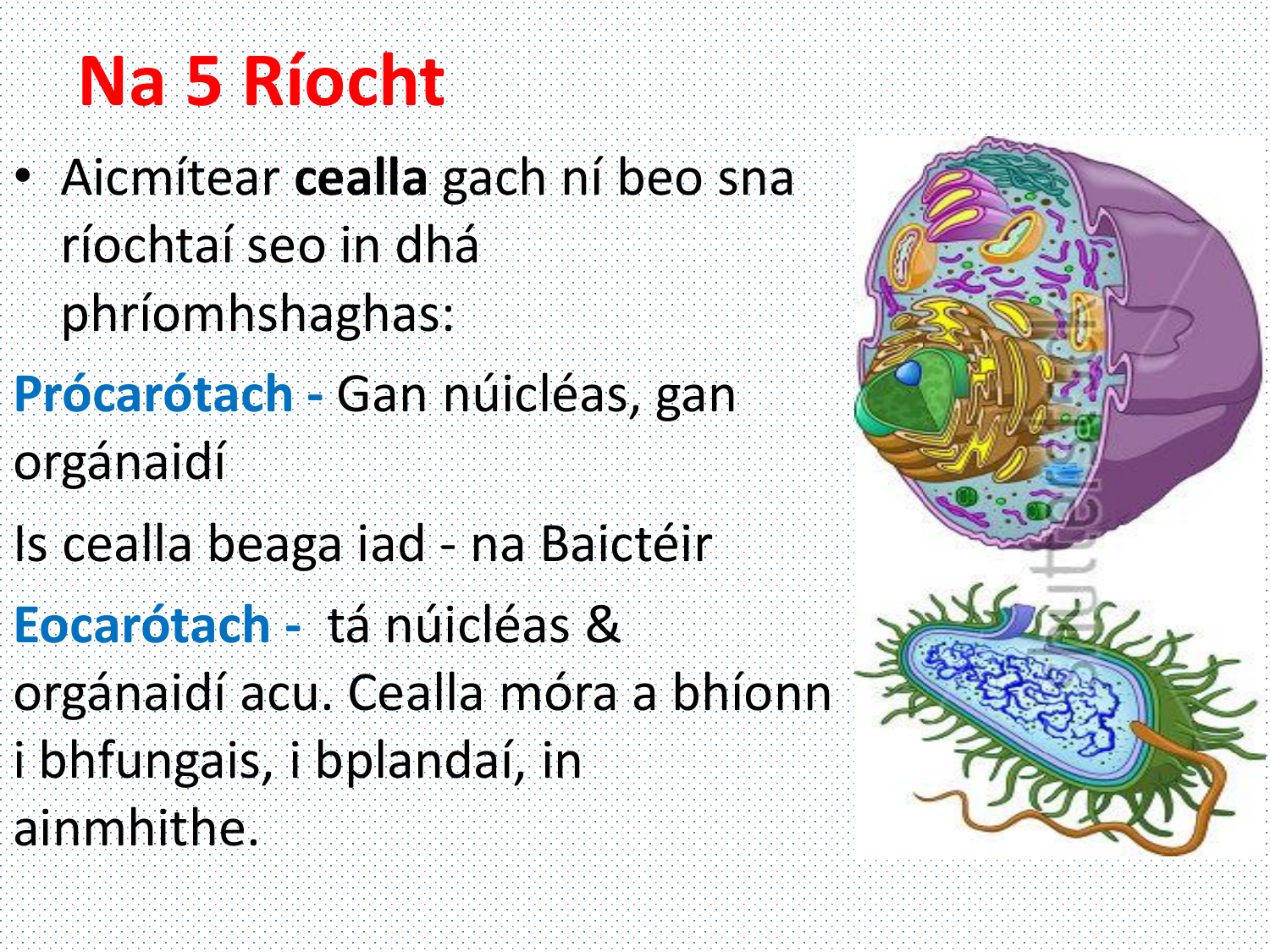# Na 5 Ríocht

- Aicmítear **cealla** gach ní beo sna ríochtaí seo in dhá phríomhshaghas:

**Prócarótach -** Gan núicléas, gan orgánaidí

Is cealla beaga iad - na Baictéir

**Eocarótach -** tá núicléas & orgánaidí acu. Cealla móra a bhíonn i bhfungais, i bplandaí, in ainmhithe.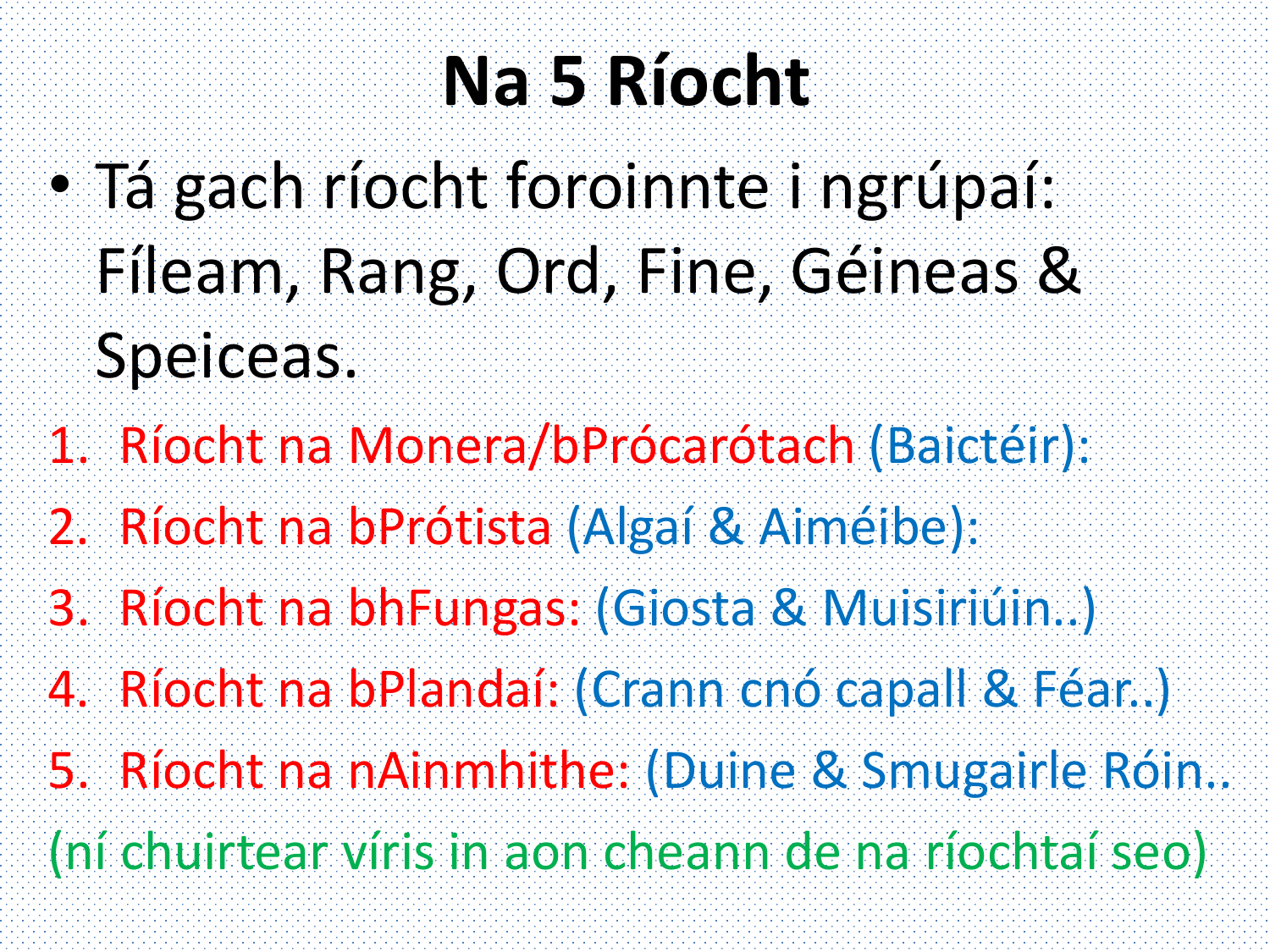# Na 5 Ríocht

- Tá gach ríocht foroinnte i ngrúpaí: Fíleam, Rang, Ord, Fine, Géineas & Speiceas.

1. Ríocht na Monera/bPrócarótach (Baictéir):
2. Ríocht na bPrótista (Algaí & Aiméibe):
3. Ríocht na bhFungas: (Giosta & Muisiriúin..)
4. Ríocht na bPlandaí: (Crann cnó capall & Féar..)
5. Ríocht na nAinmhithe: (Duine & Smugairle Róin..

(ní chuirtear víris in aon cheann de na ríochtaí seo)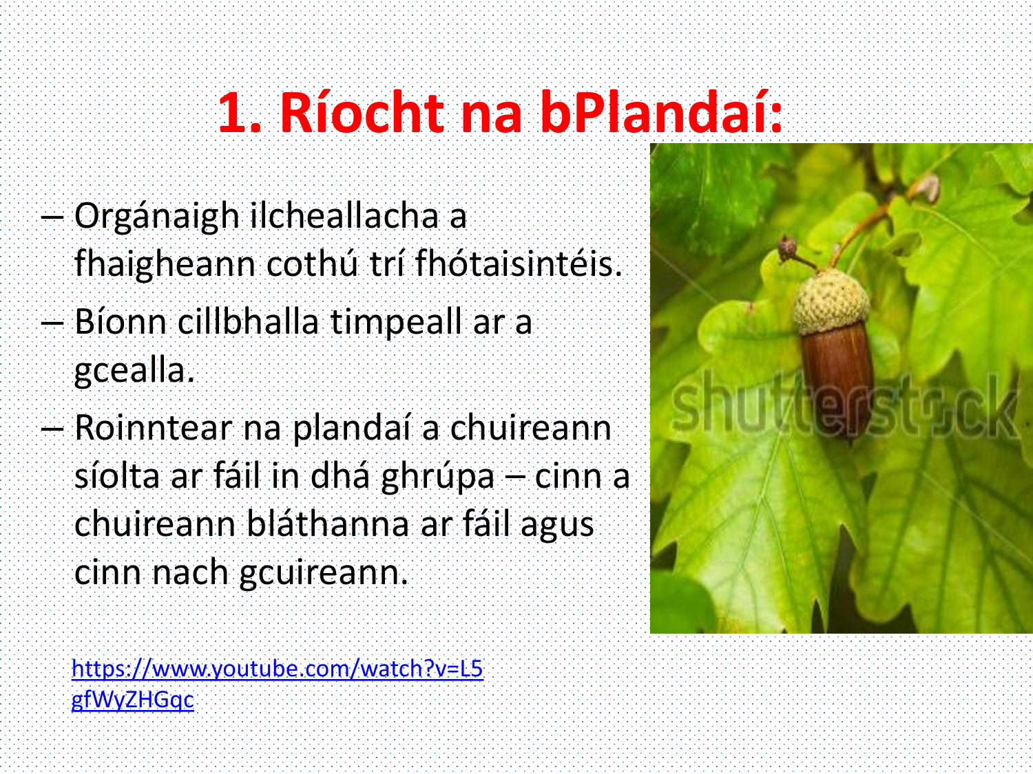# 1. Ríocht na bPlandaí:

- Orgánaigh ilcheallacha a fhaigheann cothú trí fhótaisintéis.
- Bíonn cillbhalla timpeall ar a gcealla.
- Roinntear na plandaí a chuireann síolta ar fáil in dhá ghrúpa – cinn a chuireann bláthanna ar fáil agus cinn nach gcuireann.

https://www.youtube.com/watch?v=L5gfWyZHGqc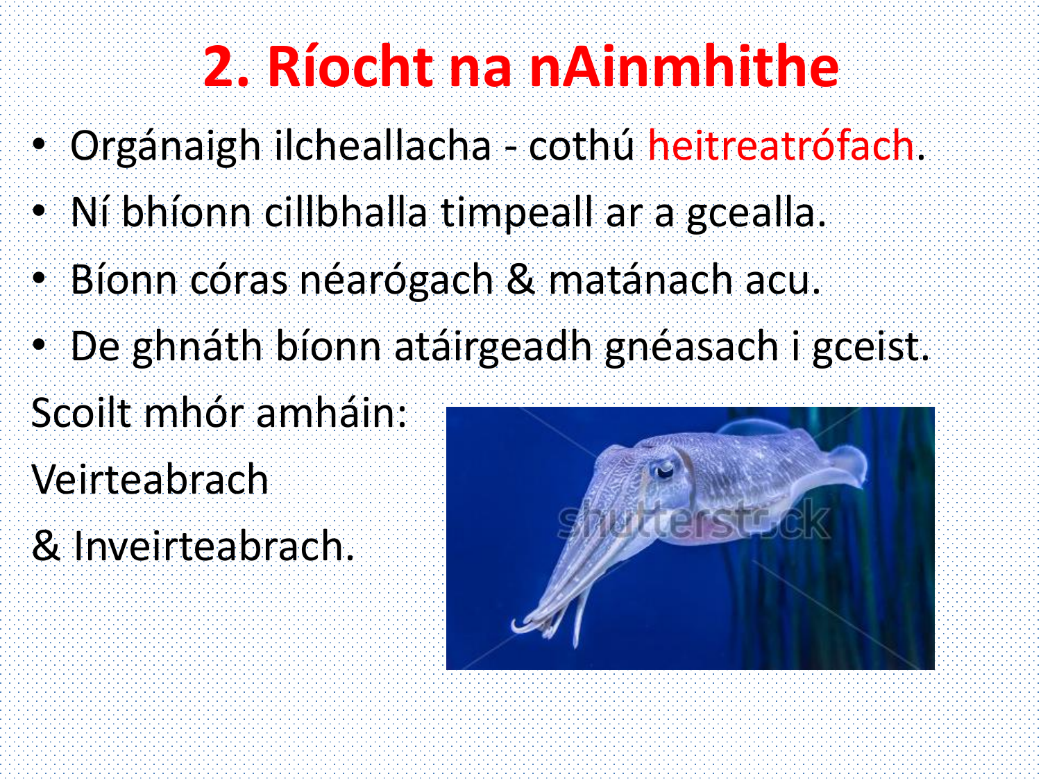# 2. Ríocht na nAinmhithe

- Orgánaigh ilcheallacha - cothú heitreatrófach.
- Ní bhíonn cillbhalla timpeall ar a gcealla.
- Bíonn córas néarógach & matánach acu.
- De ghnáth bíonn atáirgeadh gnéasach i gceist.

Scoilt mhór amháin:

Veirteabrach

& Inveirteabrach.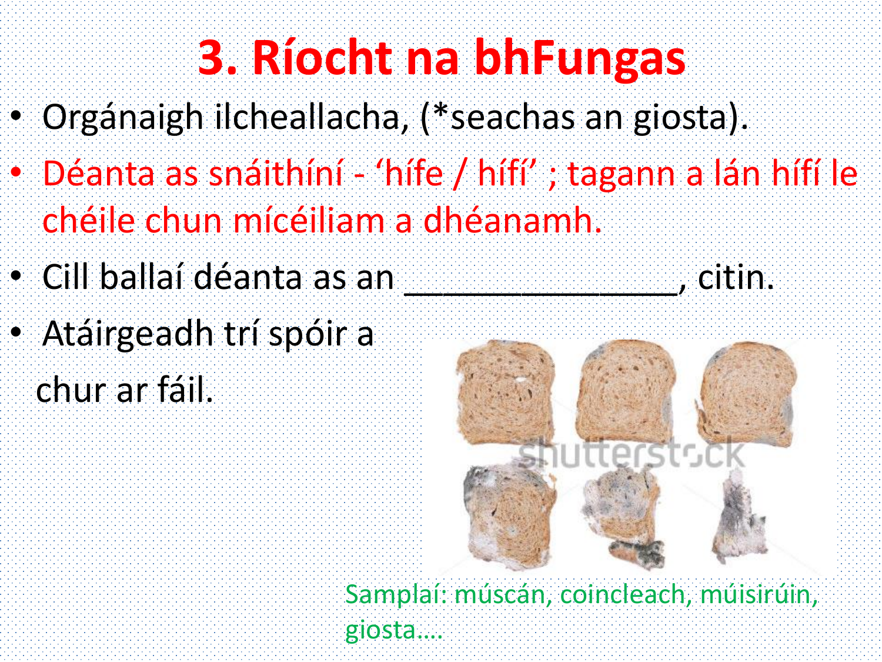# 3. Ríocht na bhFungas

- Orgánaigh ilcheallacha, (*seachas an giosta).
- Déanta as snáithíní - 'hífe / hífí' ; tagann a lán hífí le chéile chun mícéiliam a dhéanamh.
- Cill ballaí déanta as an ________________, citin.
- Atáirgeadh trí spóir a chur ar fáil.

Samplaí: múscán, coincleach, múisiriúin, giosta….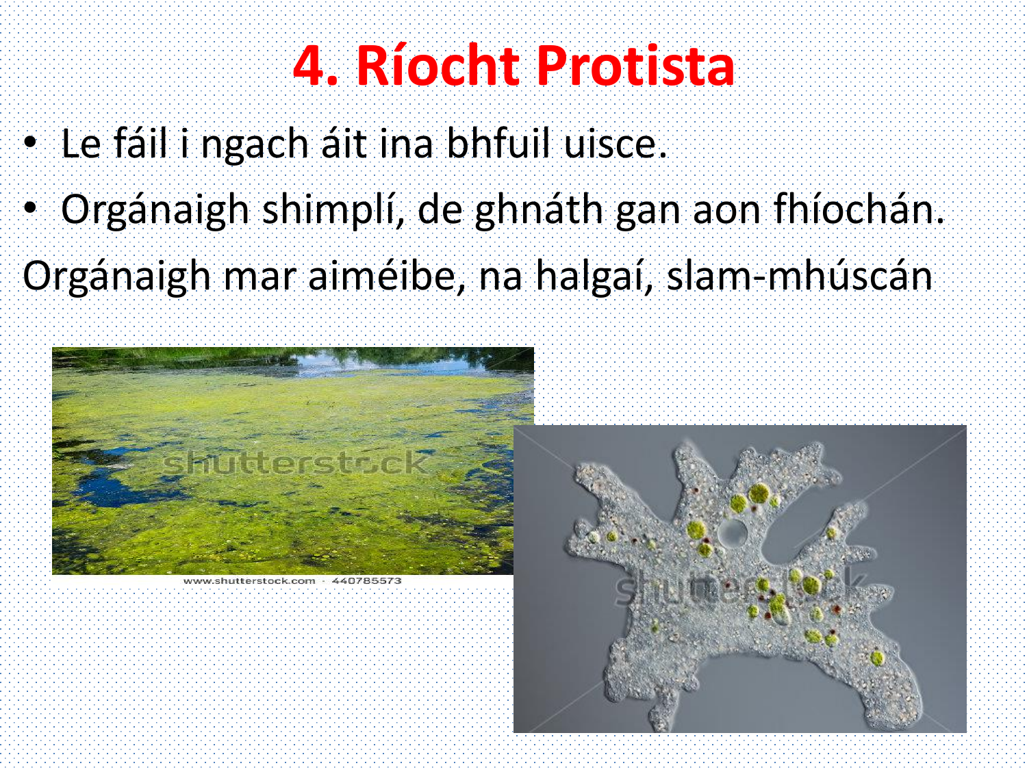# 4. Ríocht Protista

- Le fáil i ngach áit ina bhfuil uisce.
- Orgánaigh shimplí, de ghnáth gan aon fhíochán.

Orgánaigh mar aiméibe, na halgaí, slam-mhúscán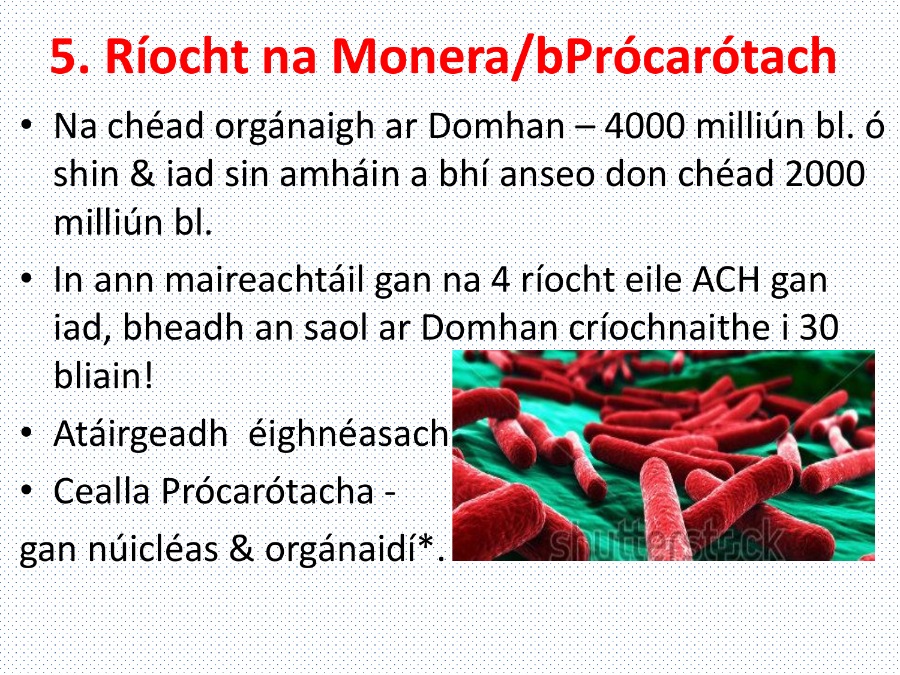# 5. Ríocht na Monera/bPrócarótach

- Na chéad orgánaigh ar Domhan – 4000 milliún bl. ó shin & iad sin amháin a bhí anseo don chéad 2000 milliún bl.
- In ann maireachtáil gan na 4 ríocht eile ACH gan iad, bheadh an saol ar Domhan críochnaithe i 30 bliain!
- Atáirgeadh éighnéasach
- Cealla Prócarótacha - gan núicléas & orgánaidí*.